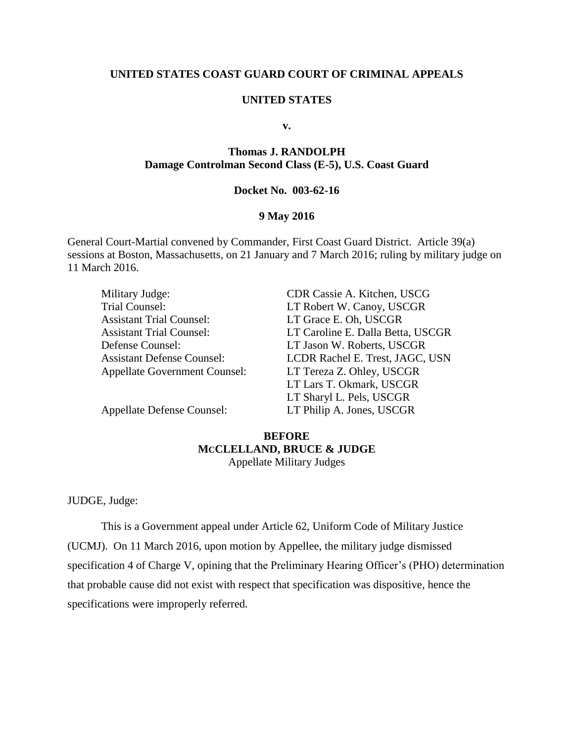**UNITED STATES COAST GUARD COURT OF CRIMINAL APPEALS**

**UNITED STATES**

**v.**

**Thomas J. RANDOLPH**
**Damage Controlman Second Class (E-5), U.S. Coast Guard**

**Docket No. 003-62-16**

**9 May 2016**

General Court-Martial convened by Commander, First Coast Guard District. Article 39(a) sessions at Boston, Massachusetts, on 21 January and 7 March 2016; ruling by military judge on 11 March 2016.

| | |
|---|---|
| Military Judge: | CDR Cassie A. Kitchen, USCG |
| Trial Counsel: | LT Robert W. Canoy, USCGR |
| Assistant Trial Counsel: | LT Grace E. Oh, USCGR |
| Assistant Trial Counsel: | LT Caroline E. Dalla Betta, USCGR |
| Defense Counsel: | LT Jason W. Roberts, USCGR |
| Assistant Defense Counsel: | LCDR Rachel E. Trest, JAGC, USN |
| Appellate Government Counsel: | LT Tereza Z. Ohley, USCGR |
| | LT Lars T. Okmark, USCGR |
| | LT Sharyl L. Pels, USCGR |
| Appellate Defense Counsel: | LT Philip A. Jones, USCGR |

**BEFORE**
**McCLELLAND, BRUCE & JUDGE**
Appellate Military Judges

JUDGE, Judge:

This is a Government appeal under Article 62, Uniform Code of Military Justice (UCMJ). On 11 March 2016, upon motion by Appellee, the military judge dismissed specification 4 of Charge V, opining that the Preliminary Hearing Officer's (PHO) determination that probable cause did not exist with respect that specification was dispositive, hence the specifications were improperly referred.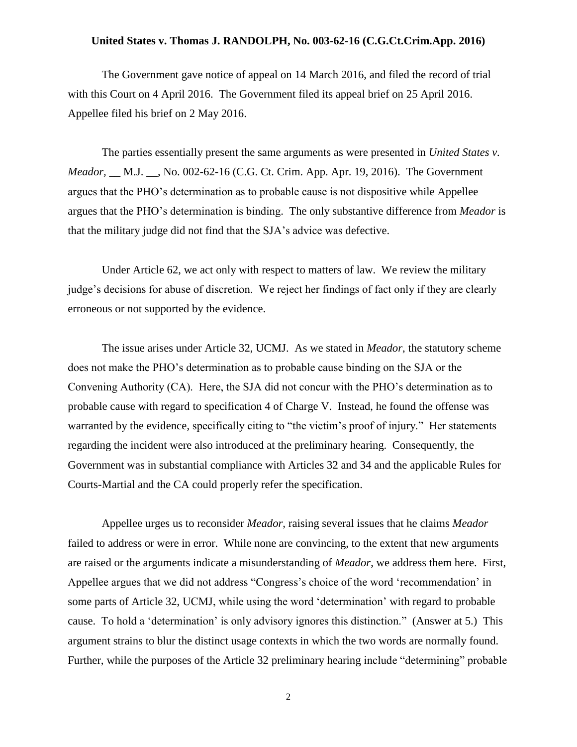The Government gave notice of appeal on 14 March 2016, and filed the record of trial with this Court on 4 April 2016. The Government filed its appeal brief on 25 April 2016. Appellee filed his brief on 2 May 2016.

The parties essentially present the same arguments as were presented in *United States v. Meador*, __ M.J. __, No. 002-62-16 (C.G. Ct. Crim. App. Apr. 19, 2016). The Government argues that the PHO's determination as to probable cause is not dispositive while Appellee argues that the PHO's determination is binding. The only substantive difference from *Meador* is that the military judge did not find that the SJA's advice was defective.

Under Article 62, we act only with respect to matters of law. We review the military judge's decisions for abuse of discretion. We reject her findings of fact only if they are clearly erroneous or not supported by the evidence.

The issue arises under Article 32, UCMJ. As we stated in *Meador*, the statutory scheme does not make the PHO's determination as to probable cause binding on the SJA or the Convening Authority (CA). Here, the SJA did not concur with the PHO's determination as to probable cause with regard to specification 4 of Charge V. Instead, he found the offense was warranted by the evidence, specifically citing to "the victim's proof of injury." Her statements regarding the incident were also introduced at the preliminary hearing. Consequently, the Government was in substantial compliance with Articles 32 and 34 and the applicable Rules for Courts-Martial and the CA could properly refer the specification.

Appellee urges us to reconsider *Meador,* raising several issues that he claims *Meador* failed to address or were in error. While none are convincing, to the extent that new arguments are raised or the arguments indicate a misunderstanding of *Meador*, we address them here. First, Appellee argues that we did not address "Congress's choice of the word 'recommendation' in some parts of Article 32, UCMJ, while using the word 'determination' with regard to probable cause. To hold a 'determination' is only advisory ignores this distinction." (Answer at 5.) This argument strains to blur the distinct usage contexts in which the two words are normally found. Further, while the purposes of the Article 32 preliminary hearing include "determining" probable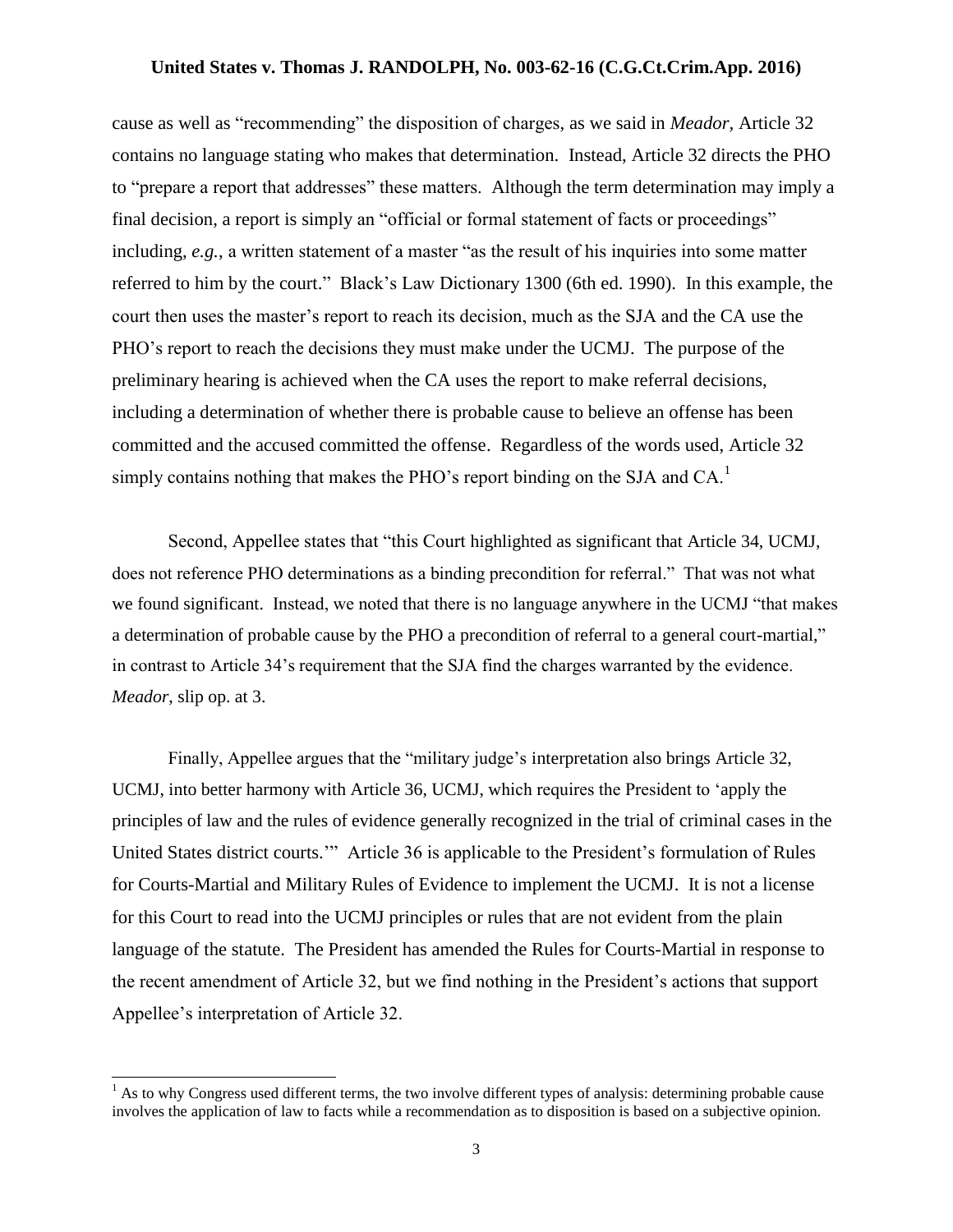cause as well as "recommending" the disposition of charges, as we said in *Meador*, Article 32 contains no language stating who makes that determination. Instead, Article 32 directs the PHO to "prepare a report that addresses" these matters. Although the term determination may imply a final decision, a report is simply an "official or formal statement of facts or proceedings" including, *e.g.*, a written statement of a master "as the result of his inquiries into some matter referred to him by the court." Black's Law Dictionary 1300 (6th ed. 1990). In this example, the court then uses the master's report to reach its decision, much as the SJA and the CA use the PHO's report to reach the decisions they must make under the UCMJ. The purpose of the preliminary hearing is achieved when the CA uses the report to make referral decisions, including a determination of whether there is probable cause to believe an offense has been committed and the accused committed the offense. Regardless of the words used, Article 32 simply contains nothing that makes the PHO's report binding on the SJA and CA.[1]

Second, Appellee states that "this Court highlighted as significant that Article 34, UCMJ, does not reference PHO determinations as a binding precondition for referral." That was not what we found significant. Instead, we noted that there is no language anywhere in the UCMJ "that makes a determination of probable cause by the PHO a precondition of referral to a general court-martial," in contrast to Article 34's requirement that the SJA find the charges warranted by the evidence. *Meador*, slip op. at 3.

Finally, Appellee argues that the "military judge's interpretation also brings Article 32, UCMJ, into better harmony with Article 36, UCMJ, which requires the President to 'apply the principles of law and the rules of evidence generally recognized in the trial of criminal cases in the United States district courts.'" Article 36 is applicable to the President's formulation of Rules for Courts-Martial and Military Rules of Evidence to implement the UCMJ. It is not a license for this Court to read into the UCMJ principles or rules that are not evident from the plain language of the statute. The President has amended the Rules for Courts-Martial in response to the recent amendment of Article 32, but we find nothing in the President's actions that support Appellee's interpretation of Article 32.

---

[1] As to why Congress used different terms, the two involve different types of analysis: determining probable cause involves the application of law to facts while a recommendation as to disposition is based on a subjective opinion.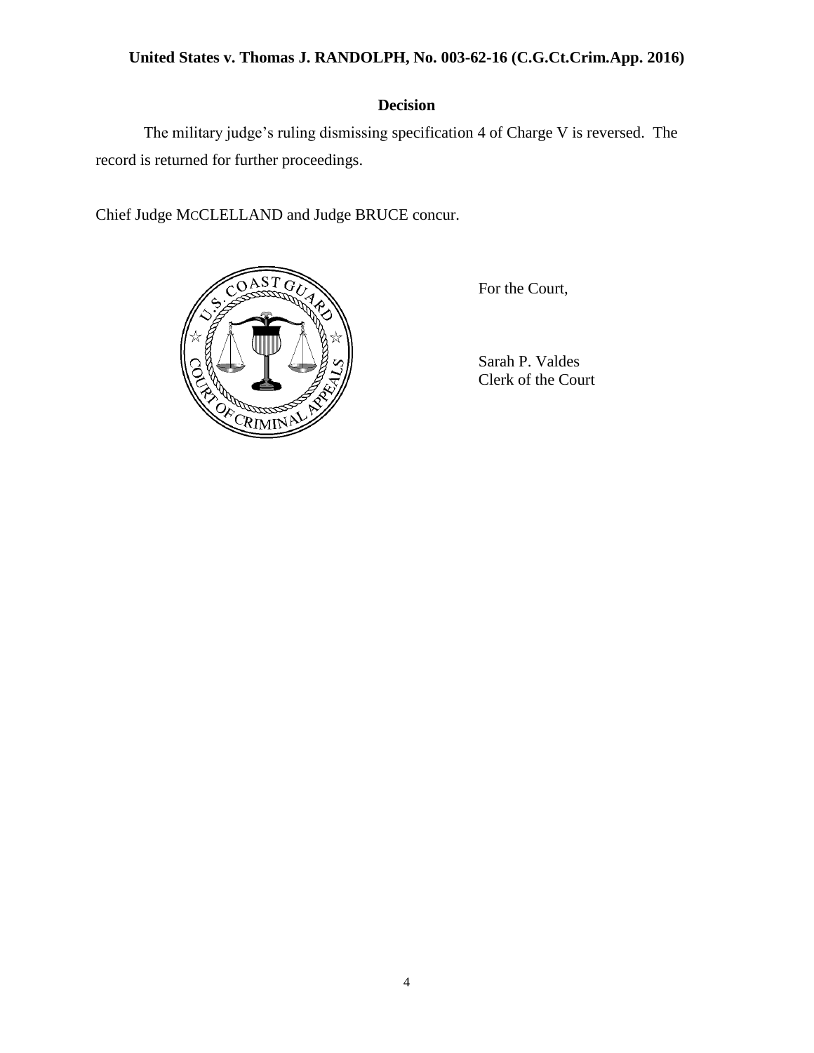## Decision

The military judge's ruling dismissing specification 4 of Charge V is reversed. The record is returned for further proceedings.

Chief Judge McCLELLAND and Judge BRUCE concur.

For the Court,

Sarah P. Valdes
Clerk of the Court